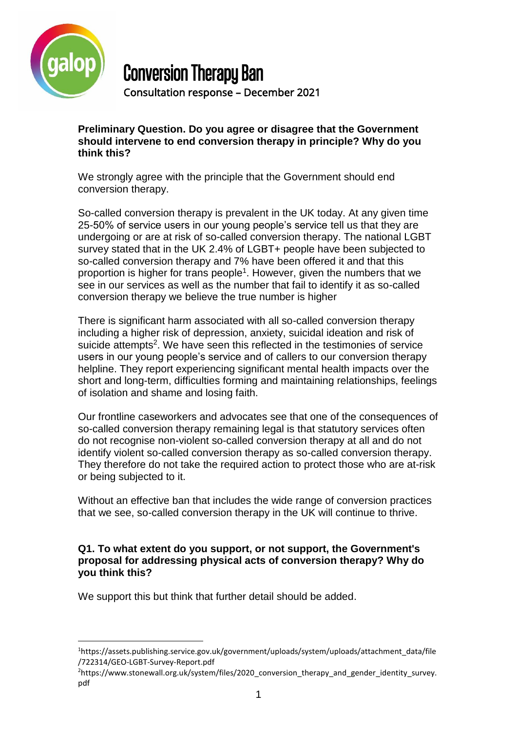# Conversion Therapy Ban

Consultation response – December 2021

**Preliminary Question. Do you agree or disagree that the Government should intervene to end conversion therapy in principle? Why do you think this?**

We strongly agree with the principle that the Government should end conversion therapy.

So-called conversion therapy is prevalent in the UK today. At any given time 25-50% of service users in our young people's service tell us that they are undergoing or are at risk of so-called conversion therapy. The national LGBT survey stated that in the UK 2.4% of LGBT+ people have been subjected to so-called conversion therapy and 7% have been offered it and that this proportion is higher for trans people[1]. However, given the numbers that we see in our services as well as the number that fail to identify it as so-called conversion therapy we believe the true number is higher

There is significant harm associated with all so-called conversion therapy including a higher risk of depression, anxiety, suicidal ideation and risk of suicide attempts[2]. We have seen this reflected in the testimonies of service users in our young people's service and of callers to our conversion therapy helpline. They report experiencing significant mental health impacts over the short and long-term, difficulties forming and maintaining relationships, feelings of isolation and shame and losing faith.

Our frontline caseworkers and advocates see that one of the consequences of so-called conversion therapy remaining legal is that statutory services often do not recognise non-violent so-called conversion therapy at all and do not identify violent so-called conversion therapy as so-called conversion therapy. They therefore do not take the required action to protect those who are at-risk or being subjected to it.

Without an effective ban that includes the wide range of conversion practices that we see, so-called conversion therapy in the UK will continue to thrive.

**Q1. To what extent do you support, or not support, the Government's proposal for addressing physical acts of conversion therapy? Why do you think this?**

We support this but think that further detail should be added.

---

[1] https://assets.publishing.service.gov.uk/government/uploads/system/uploads/attachment_data/file/722314/GEO-LGBT-Survey-Report.pdf

[2] https://www.stonewall.org.uk/system/files/2020_conversion_therapy_and_gender_identity_survey.pdf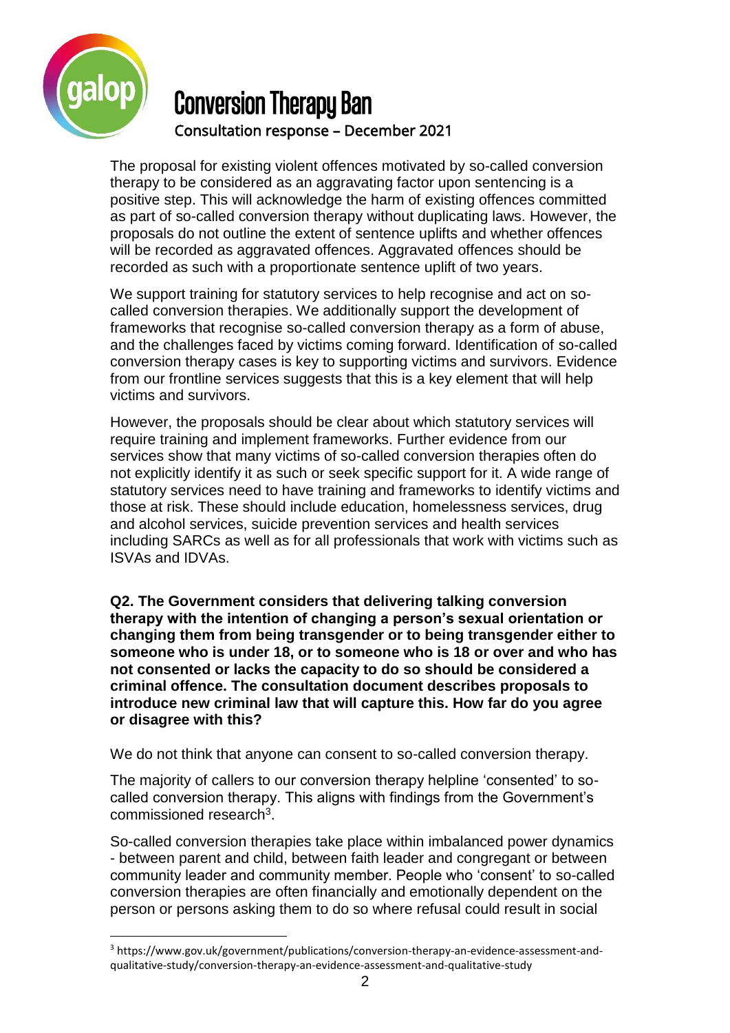The proposal for existing violent offences motivated by so-called conversion therapy to be considered as an aggravating factor upon sentencing is a positive step. This will acknowledge the harm of existing offences committed as part of so-called conversion therapy without duplicating laws. However, the proposals do not outline the extent of sentence uplifts and whether offences will be recorded as aggravated offences. Aggravated offences should be recorded as such with a proportionate sentence uplift of two years.

We support training for statutory services to help recognise and act on so-called conversion therapies. We additionally support the development of frameworks that recognise so-called conversion therapy as a form of abuse, and the challenges faced by victims coming forward. Identification of so-called conversion therapy cases is key to supporting victims and survivors. Evidence from our frontline services suggests that this is a key element that will help victims and survivors.

However, the proposals should be clear about which statutory services will require training and implement frameworks. Further evidence from our services show that many victims of so-called conversion therapies often do not explicitly identify it as such or seek specific support for it. A wide range of statutory services need to have training and frameworks to identify victims and those at risk. These should include education, homelessness services, drug and alcohol services, suicide prevention services and health services including SARCs as well as for all professionals that work with victims such as ISVAs and IDVAs.

**Q2. The Government considers that delivering talking conversion therapy with the intention of changing a person's sexual orientation or changing them from being transgender or to being transgender either to someone who is under 18, or to someone who is 18 or over and who has not consented or lacks the capacity to do so should be considered a criminal offence. The consultation document describes proposals to introduce new criminal law that will capture this. How far do you agree or disagree with this?**

We do not think that anyone can consent to so-called conversion therapy.

The majority of callers to our conversion therapy helpline 'consented' to so-called conversion therapy. This aligns with findings from the Government's commissioned research[3].

So-called conversion therapies take place within imbalanced power dynamics - between parent and child, between faith leader and congregant or between community leader and community member. People who 'consent' to so-called conversion therapies are often financially and emotionally dependent on the person or persons asking them to do so where refusal could result in social

[3] https://www.gov.uk/government/publications/conversion-therapy-an-evidence-assessment-and-qualitative-study/conversion-therapy-an-evidence-assessment-and-qualitative-study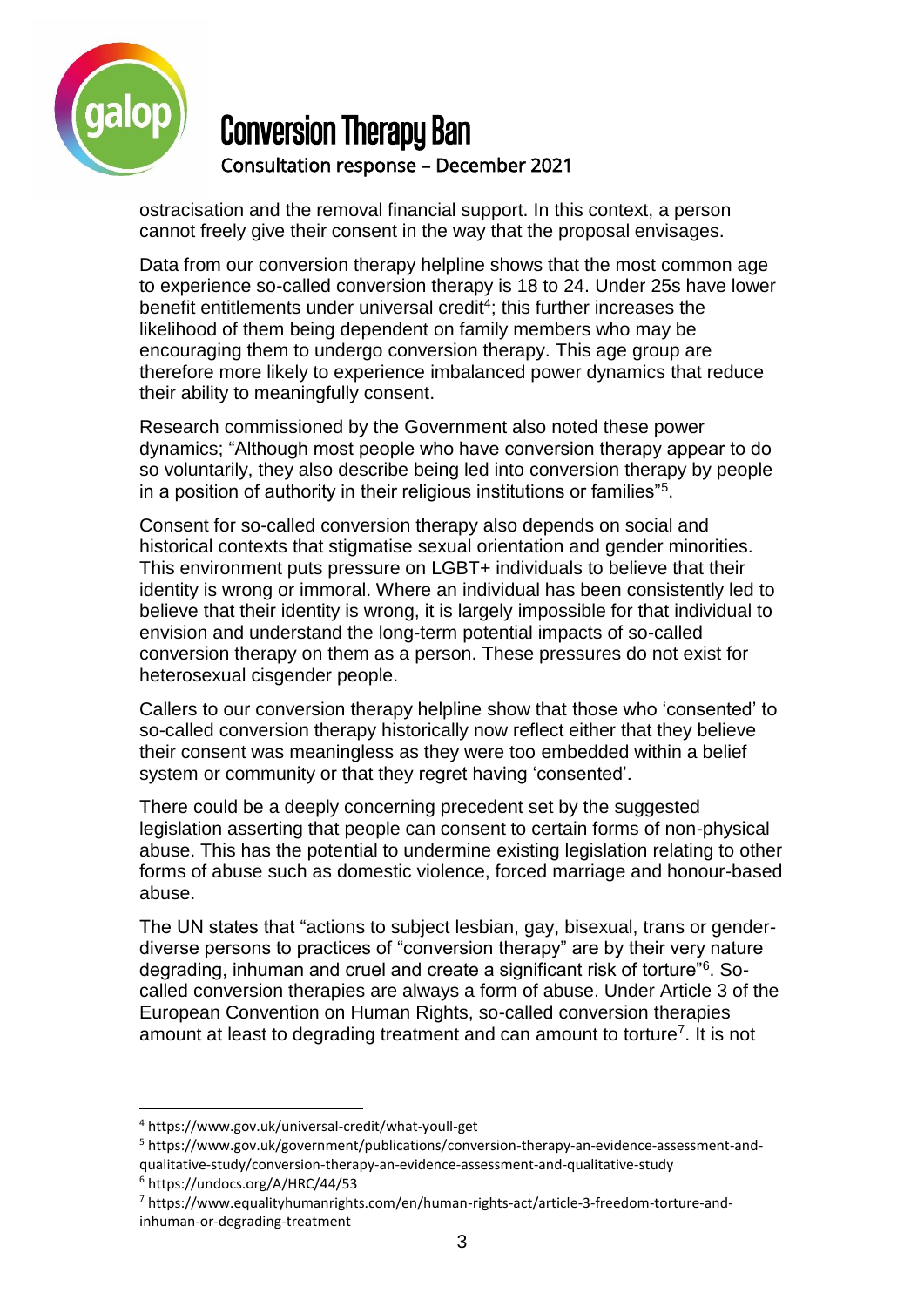ostracisation and the removal financial support. In this context, a person cannot freely give their consent in the way that the proposal envisages.

Data from our conversion therapy helpline shows that the most common age to experience so-called conversion therapy is 18 to 24. Under 25s have lower benefit entitlements under universal credit[4]; this further increases the likelihood of them being dependent on family members who may be encouraging them to undergo conversion therapy. This age group are therefore more likely to experience imbalanced power dynamics that reduce their ability to meaningfully consent.

Research commissioned by the Government also noted these power dynamics; "Although most people who have conversion therapy appear to do so voluntarily, they also describe being led into conversion therapy by people in a position of authority in their religious institutions or families"[5].

Consent for so-called conversion therapy also depends on social and historical contexts that stigmatise sexual orientation and gender minorities. This environment puts pressure on LGBT+ individuals to believe that their identity is wrong or immoral. Where an individual has been consistently led to believe that their identity is wrong, it is largely impossible for that individual to envision and understand the long-term potential impacts of so-called conversion therapy on them as a person. These pressures do not exist for heterosexual cisgender people.

Callers to our conversion therapy helpline show that those who 'consented' to so-called conversion therapy historically now reflect either that they believe their consent was meaningless as they were too embedded within a belief system or community or that they regret having 'consented'.

There could be a deeply concerning precedent set by the suggested legislation asserting that people can consent to certain forms of non-physical abuse. This has the potential to undermine existing legislation relating to other forms of abuse such as domestic violence, forced marriage and honour-based abuse.

The UN states that "actions to subject lesbian, gay, bisexual, trans or gender-diverse persons to practices of "conversion therapy" are by their very nature degrading, inhuman and cruel and create a significant risk of torture"[6]. So-called conversion therapies are always a form of abuse. Under Article 3 of the European Convention on Human Rights, so-called conversion therapies amount at least to degrading treatment and can amount to torture[7]. It is not

---

[4] https://www.gov.uk/universal-credit/what-youll-get

[5] https://www.gov.uk/government/publications/conversion-therapy-an-evidence-assessment-and-qualitative-study/conversion-therapy-an-evidence-assessment-and-qualitative-study

[6] https://undocs.org/A/HRC/44/53

[7] https://www.equalityhumanrights.com/en/human-rights-act/article-3-freedom-torture-and-inhuman-or-degrading-treatment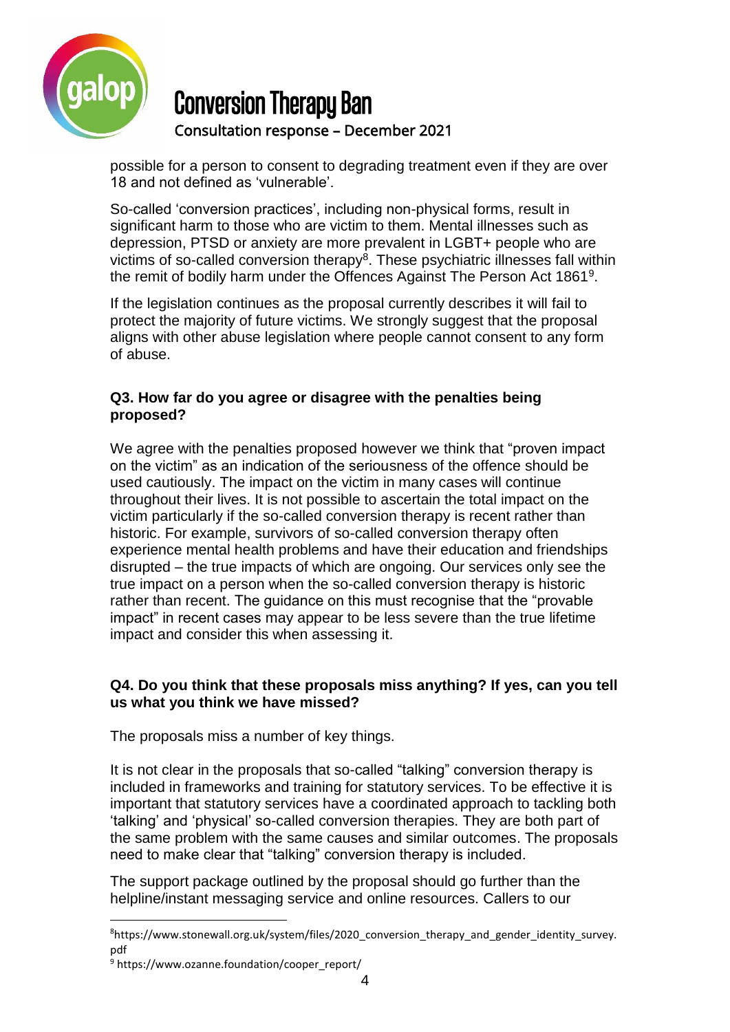possible for a person to consent to degrading treatment even if they are over 18 and not defined as 'vulnerable'.

So-called 'conversion practices', including non-physical forms, result in significant harm to those who are victim to them. Mental illnesses such as depression, PTSD or anxiety are more prevalent in LGBT+ people who are victims of so-called conversion therapy[8]. These psychiatric illnesses fall within the remit of bodily harm under the Offences Against The Person Act 1861[9].

If the legislation continues as the proposal currently describes it will fail to protect the majority of future victims. We strongly suggest that the proposal aligns with other abuse legislation where people cannot consent to any form of abuse.

**Q3. How far do you agree or disagree with the penalties being proposed?**

We agree with the penalties proposed however we think that "proven impact on the victim" as an indication of the seriousness of the offence should be used cautiously. The impact on the victim in many cases will continue throughout their lives. It is not possible to ascertain the total impact on the victim particularly if the so-called conversion therapy is recent rather than historic. For example, survivors of so-called conversion therapy often experience mental health problems and have their education and friendships disrupted – the true impacts of which are ongoing. Our services only see the true impact on a person when the so-called conversion therapy is historic rather than recent. The guidance on this must recognise that the "provable impact" in recent cases may appear to be less severe than the true lifetime impact and consider this when assessing it.

**Q4. Do you think that these proposals miss anything? If yes, can you tell us what you think we have missed?**

The proposals miss a number of key things.

It is not clear in the proposals that so-called "talking" conversion therapy is included in frameworks and training for statutory services. To be effective it is important that statutory services have a coordinated approach to tackling both 'talking' and 'physical' so-called conversion therapies. They are both part of the same problem with the same causes and similar outcomes. The proposals need to make clear that "talking" conversion therapy is included.

The support package outlined by the proposal should go further than the helpline/instant messaging service and online resources. Callers to our

---

[8] https://www.stonewall.org.uk/system/files/2020_conversion_therapy_and_gender_identity_survey.pdf

[9] https://www.ozanne.foundation/cooper_report/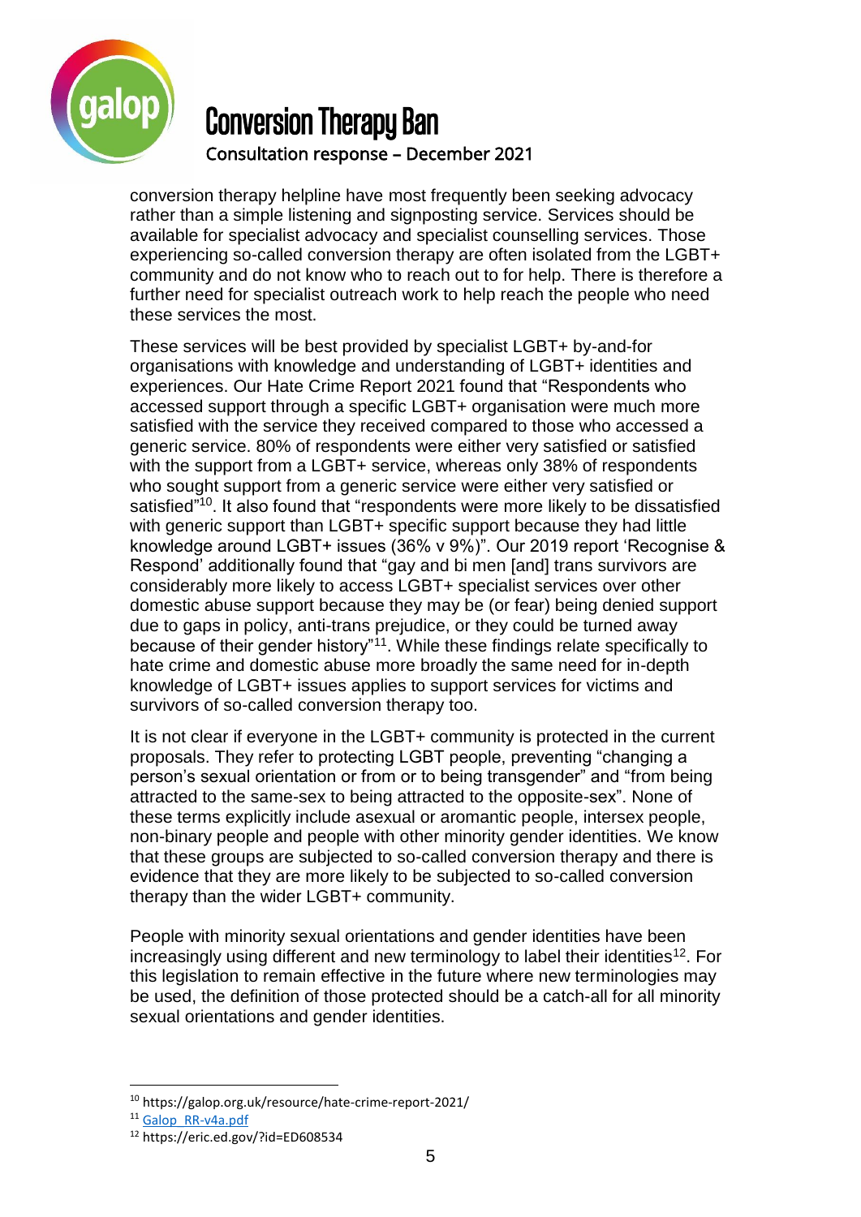conversion therapy helpline have most frequently been seeking advocacy rather than a simple listening and signposting service. Services should be available for specialist advocacy and specialist counselling services. Those experiencing so-called conversion therapy are often isolated from the LGBT+ community and do not know who to reach out to for help. There is therefore a further need for specialist outreach work to help reach the people who need these services the most.

These services will be best provided by specialist LGBT+ by-and-for organisations with knowledge and understanding of LGBT+ identities and experiences. Our Hate Crime Report 2021 found that "Respondents who accessed support through a specific LGBT+ organisation were much more satisfied with the service they received compared to those who accessed a generic service. 80% of respondents were either very satisfied or satisfied with the support from a LGBT+ service, whereas only 38% of respondents who sought support from a generic service were either very satisfied or satisfied"[10]. It also found that "respondents were more likely to be dissatisfied with generic support than LGBT+ specific support because they had little knowledge around LGBT+ issues (36% v 9%)". Our 2019 report 'Recognise & Respond' additionally found that "gay and bi men [and] trans survivors are considerably more likely to access LGBT+ specialist services over other domestic abuse support because they may be (or fear) being denied support due to gaps in policy, anti-trans prejudice, or they could be turned away because of their gender history"[11]. While these findings relate specifically to hate crime and domestic abuse more broadly the same need for in-depth knowledge of LGBT+ issues applies to support services for victims and survivors of so-called conversion therapy too.

It is not clear if everyone in the LGBT+ community is protected in the current proposals. They refer to protecting LGBT people, preventing "changing a person's sexual orientation or from or to being transgender" and "from being attracted to the same-sex to being attracted to the opposite-sex". None of these terms explicitly include asexual or aromantic people, intersex people, non-binary people and people with other minority gender identities. We know that these groups are subjected to so-called conversion therapy and there is evidence that they are more likely to be subjected to so-called conversion therapy than the wider LGBT+ community.

People with minority sexual orientations and gender identities have been increasingly using different and new terminology to label their identities[12]. For this legislation to remain effective in the future where new terminologies may be used, the definition of those protected should be a catch-all for all minority sexual orientations and gender identities.

---

[10] https://galop.org.uk/resource/hate-crime-report-2021/

[11] Galop_RR-v4a.pdf

[12] https://eric.ed.gov/?id=ED608534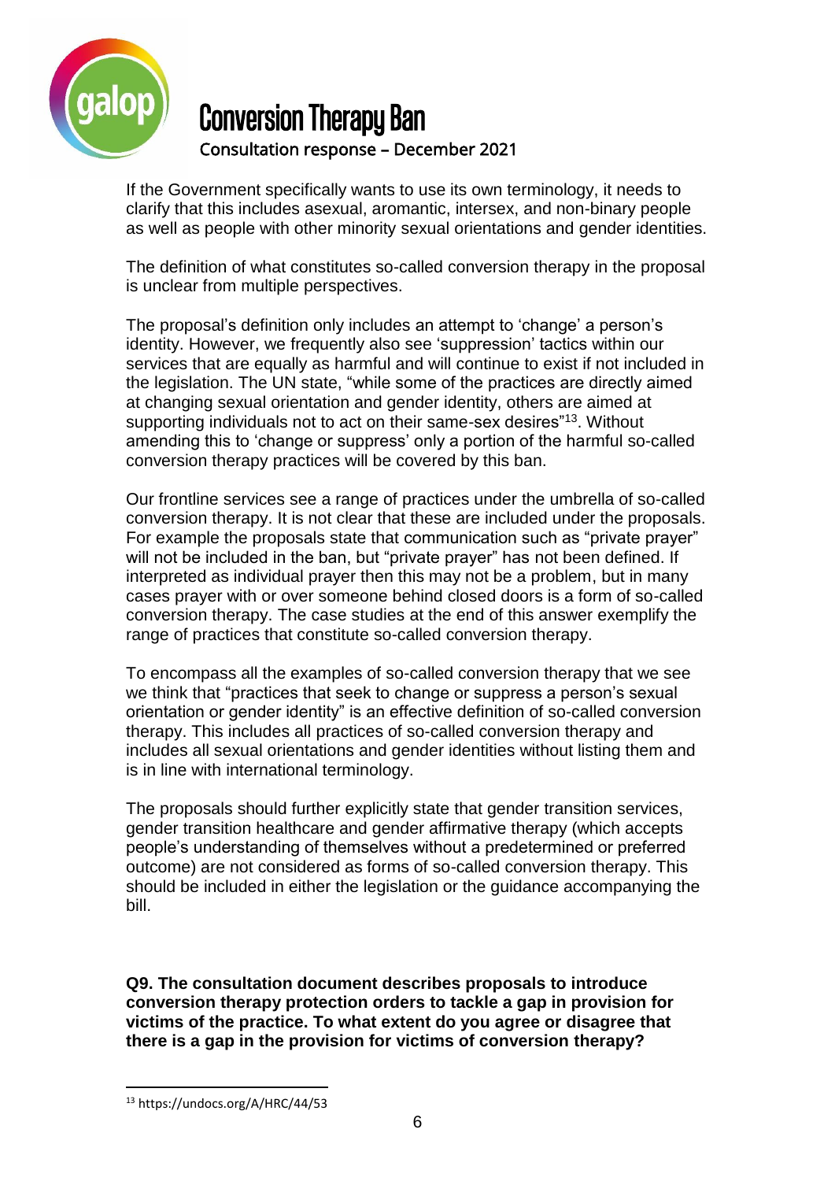If the Government specifically wants to use its own terminology, it needs to clarify that this includes asexual, aromantic, intersex, and non-binary people as well as people with other minority sexual orientations and gender identities.

The definition of what constitutes so-called conversion therapy in the proposal is unclear from multiple perspectives.

The proposal's definition only includes an attempt to 'change' a person's identity. However, we frequently also see 'suppression' tactics within our services that are equally as harmful and will continue to exist if not included in the legislation. The UN state, "while some of the practices are directly aimed at changing sexual orientation and gender identity, others are aimed at supporting individuals not to act on their same-sex desires"[13]. Without amending this to 'change or suppress' only a portion of the harmful so-called conversion therapy practices will be covered by this ban.

Our frontline services see a range of practices under the umbrella of so-called conversion therapy. It is not clear that these are included under the proposals. For example the proposals state that communication such as "private prayer" will not be included in the ban, but "private prayer" has not been defined. If interpreted as individual prayer then this may not be a problem, but in many cases prayer with or over someone behind closed doors is a form of so-called conversion therapy. The case studies at the end of this answer exemplify the range of practices that constitute so-called conversion therapy.

To encompass all the examples of so-called conversion therapy that we see we think that "practices that seek to change or suppress a person's sexual orientation or gender identity" is an effective definition of so-called conversion therapy. This includes all practices of so-called conversion therapy and includes all sexual orientations and gender identities without listing them and is in line with international terminology.

The proposals should further explicitly state that gender transition services, gender transition healthcare and gender affirmative therapy (which accepts people's understanding of themselves without a predetermined or preferred outcome) are not considered as forms of so-called conversion therapy. This should be included in either the legislation or the guidance accompanying the bill.

**Q9. The consultation document describes proposals to introduce conversion therapy protection orders to tackle a gap in provision for victims of the practice. To what extent do you agree or disagree that there is a gap in the provision for victims of conversion therapy?**

---

[13] https://undocs.org/A/HRC/44/53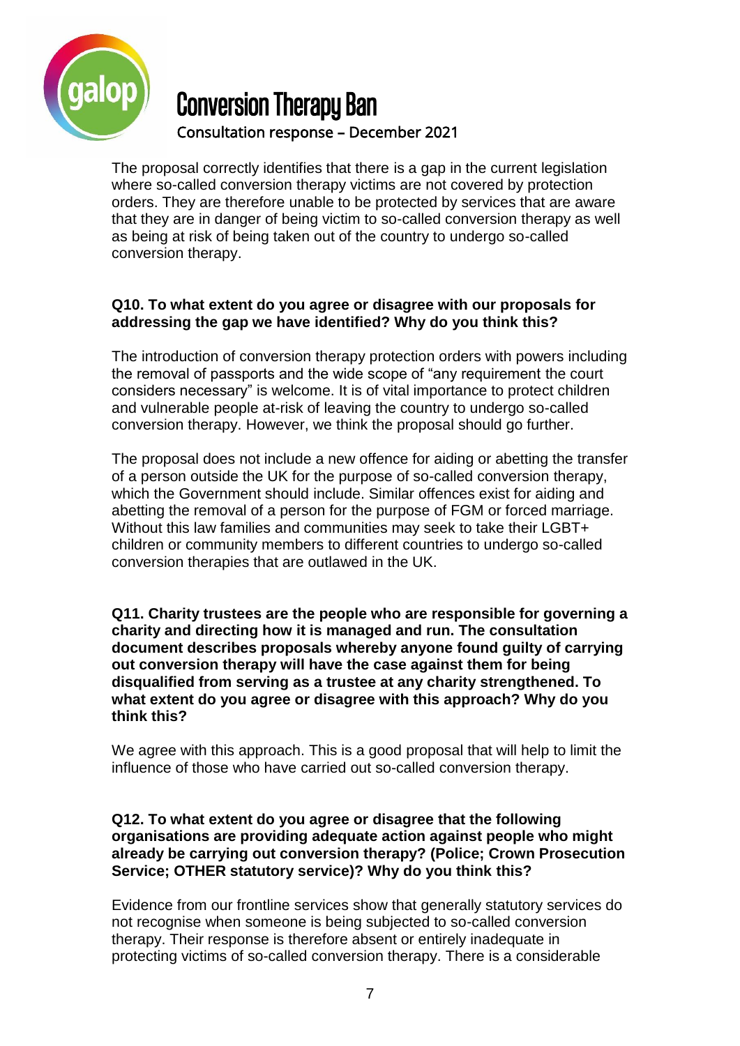The proposal correctly identifies that there is a gap in the current legislation where so-called conversion therapy victims are not covered by protection orders. They are therefore unable to be protected by services that are aware that they are in danger of being victim to so-called conversion therapy as well as being at risk of being taken out of the country to undergo so-called conversion therapy.

**Q10. To what extent do you agree or disagree with our proposals for addressing the gap we have identified? Why do you think this?**

The introduction of conversion therapy protection orders with powers including the removal of passports and the wide scope of "any requirement the court considers necessary" is welcome. It is of vital importance to protect children and vulnerable people at-risk of leaving the country to undergo so-called conversion therapy. However, we think the proposal should go further.

The proposal does not include a new offence for aiding or abetting the transfer of a person outside the UK for the purpose of so-called conversion therapy, which the Government should include. Similar offences exist for aiding and abetting the removal of a person for the purpose of FGM or forced marriage. Without this law families and communities may seek to take their LGBT+ children or community members to different countries to undergo so-called conversion therapies that are outlawed in the UK.

**Q11. Charity trustees are the people who are responsible for governing a charity and directing how it is managed and run. The consultation document describes proposals whereby anyone found guilty of carrying out conversion therapy will have the case against them for being disqualified from serving as a trustee at any charity strengthened. To what extent do you agree or disagree with this approach? Why do you think this?**

We agree with this approach. This is a good proposal that will help to limit the influence of those who have carried out so-called conversion therapy.

**Q12. To what extent do you agree or disagree that the following organisations are providing adequate action against people who might already be carrying out conversion therapy? (Police; Crown Prosecution Service; OTHER statutory service)? Why do you think this?**

Evidence from our frontline services show that generally statutory services do not recognise when someone is being subjected to so-called conversion therapy. Their response is therefore absent or entirely inadequate in protecting victims of so-called conversion therapy. There is a considerable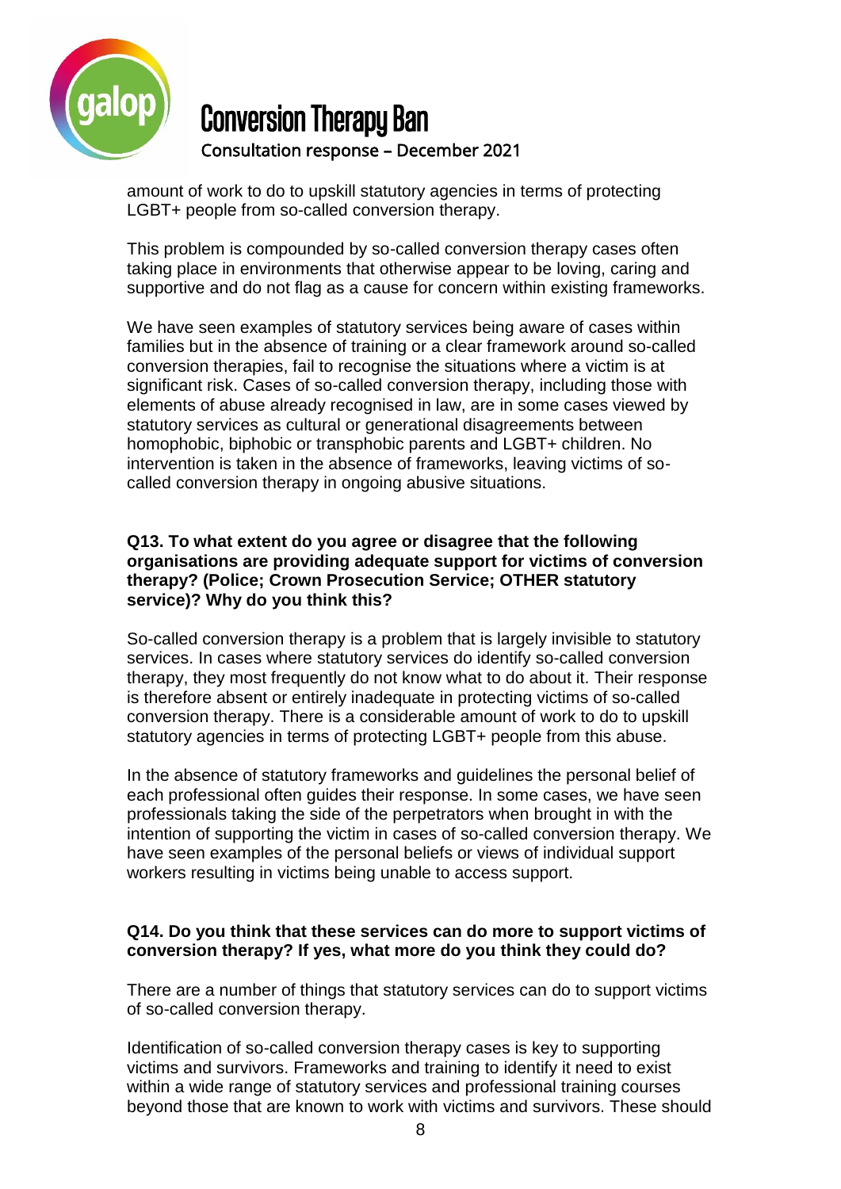amount of work to do to upskill statutory agencies in terms of protecting LGBT+ people from so-called conversion therapy.

This problem is compounded by so-called conversion therapy cases often taking place in environments that otherwise appear to be loving, caring and supportive and do not flag as a cause for concern within existing frameworks.

We have seen examples of statutory services being aware of cases within families but in the absence of training or a clear framework around so-called conversion therapies, fail to recognise the situations where a victim is at significant risk. Cases of so-called conversion therapy, including those with elements of abuse already recognised in law, are in some cases viewed by statutory services as cultural or generational disagreements between homophobic, biphobic or transphobic parents and LGBT+ children. No intervention is taken in the absence of frameworks, leaving victims of so-called conversion therapy in ongoing abusive situations.

**Q13. To what extent do you agree or disagree that the following organisations are providing adequate support for victims of conversion therapy? (Police; Crown Prosecution Service; OTHER statutory service)? Why do you think this?**

So-called conversion therapy is a problem that is largely invisible to statutory services. In cases where statutory services do identify so-called conversion therapy, they most frequently do not know what to do about it. Their response is therefore absent or entirely inadequate in protecting victims of so-called conversion therapy. There is a considerable amount of work to do to upskill statutory agencies in terms of protecting LGBT+ people from this abuse.

In the absence of statutory frameworks and guidelines the personal belief of each professional often guides their response. In some cases, we have seen professionals taking the side of the perpetrators when brought in with the intention of supporting the victim in cases of so-called conversion therapy. We have seen examples of the personal beliefs or views of individual support workers resulting in victims being unable to access support.

**Q14. Do you think that these services can do more to support victims of conversion therapy? If yes, what more do you think they could do?**

There are a number of things that statutory services can do to support victims of so-called conversion therapy.

Identification of so-called conversion therapy cases is key to supporting victims and survivors. Frameworks and training to identify it need to exist within a wide range of statutory services and professional training courses beyond those that are known to work with victims and survivors. These should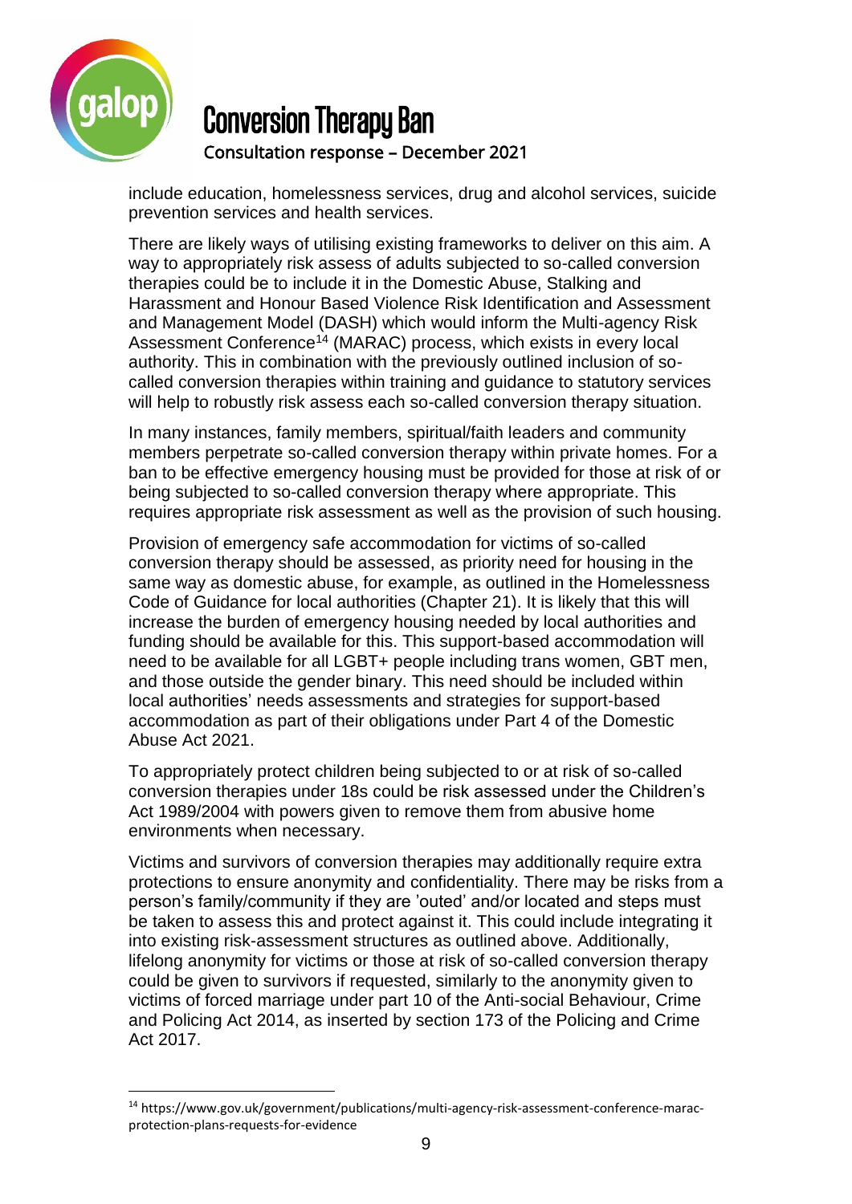include education, homelessness services, drug and alcohol services, suicide prevention services and health services.

There are likely ways of utilising existing frameworks to deliver on this aim. A way to appropriately risk assess of adults subjected to so-called conversion therapies could be to include it in the Domestic Abuse, Stalking and Harassment and Honour Based Violence Risk Identification and Assessment and Management Model (DASH) which would inform the Multi-agency Risk Assessment Conference[14] (MARAC) process, which exists in every local authority. This in combination with the previously outlined inclusion of so-called conversion therapies within training and guidance to statutory services will help to robustly risk assess each so-called conversion therapy situation.

In many instances, family members, spiritual/faith leaders and community members perpetrate so-called conversion therapy within private homes. For a ban to be effective emergency housing must be provided for those at risk of or being subjected to so-called conversion therapy where appropriate. This requires appropriate risk assessment as well as the provision of such housing.

Provision of emergency safe accommodation for victims of so-called conversion therapy should be assessed, as priority need for housing in the same way as domestic abuse, for example, as outlined in the Homelessness Code of Guidance for local authorities (Chapter 21). It is likely that this will increase the burden of emergency housing needed by local authorities and funding should be available for this. This support-based accommodation will need to be available for all LGBT+ people including trans women, GBT men, and those outside the gender binary. This need should be included within local authorities' needs assessments and strategies for support-based accommodation as part of their obligations under Part 4 of the Domestic Abuse Act 2021.

To appropriately protect children being subjected to or at risk of so-called conversion therapies under 18s could be risk assessed under the Children's Act 1989/2004 with powers given to remove them from abusive home environments when necessary.

Victims and survivors of conversion therapies may additionally require extra protections to ensure anonymity and confidentiality. There may be risks from a person's family/community if they are 'outed' and/or located and steps must be taken to assess this and protect against it. This could include integrating it into existing risk-assessment structures as outlined above. Additionally, lifelong anonymity for victims or those at risk of so-called conversion therapy could be given to survivors if requested, similarly to the anonymity given to victims of forced marriage under part 10 of the Anti-social Behaviour, Crime and Policing Act 2014, as inserted by section 173 of the Policing and Crime Act 2017.

---

[14] https://www.gov.uk/government/publications/multi-agency-risk-assessment-conference-marac-protection-plans-requests-for-evidence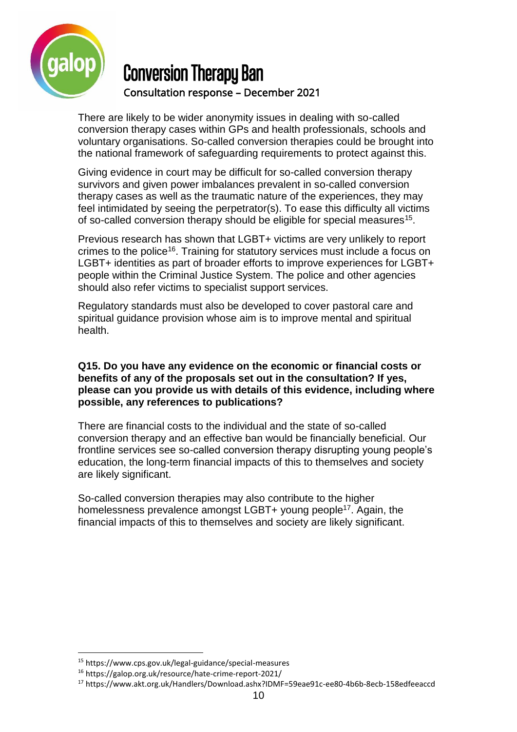There are likely to be wider anonymity issues in dealing with so-called conversion therapy cases within GPs and health professionals, schools and voluntary organisations. So-called conversion therapies could be brought into the national framework of safeguarding requirements to protect against this.

Giving evidence in court may be difficult for so-called conversion therapy survivors and given power imbalances prevalent in so-called conversion therapy cases as well as the traumatic nature of the experiences, they may feel intimidated by seeing the perpetrator(s). To ease this difficulty all victims of so-called conversion therapy should be eligible for special measures[15].

Previous research has shown that LGBT+ victims are very unlikely to report crimes to the police[16]. Training for statutory services must include a focus on LGBT+ identities as part of broader efforts to improve experiences for LGBT+ people within the Criminal Justice System. The police and other agencies should also refer victims to specialist support services.

Regulatory standards must also be developed to cover pastoral care and spiritual guidance provision whose aim is to improve mental and spiritual health.

**Q15. Do you have any evidence on the economic or financial costs or benefits of any of the proposals set out in the consultation? If yes, please can you provide us with details of this evidence, including where possible, any references to publications?**

There are financial costs to the individual and the state of so-called conversion therapy and an effective ban would be financially beneficial. Our frontline services see so-called conversion therapy disrupting young people's education, the long-term financial impacts of this to themselves and society are likely significant.

So-called conversion therapies may also contribute to the higher homelessness prevalence amongst LGBT+ young people[17]. Again, the financial impacts of this to themselves and society are likely significant.

---

[15] https://www.cps.gov.uk/legal-guidance/special-measures

[16] https://galop.org.uk/resource/hate-crime-report-2021/

[17] https://www.akt.org.uk/Handlers/Download.ashx?IDMF=59eae91c-ee80-4b6b-8ecb-158edfeeaccd